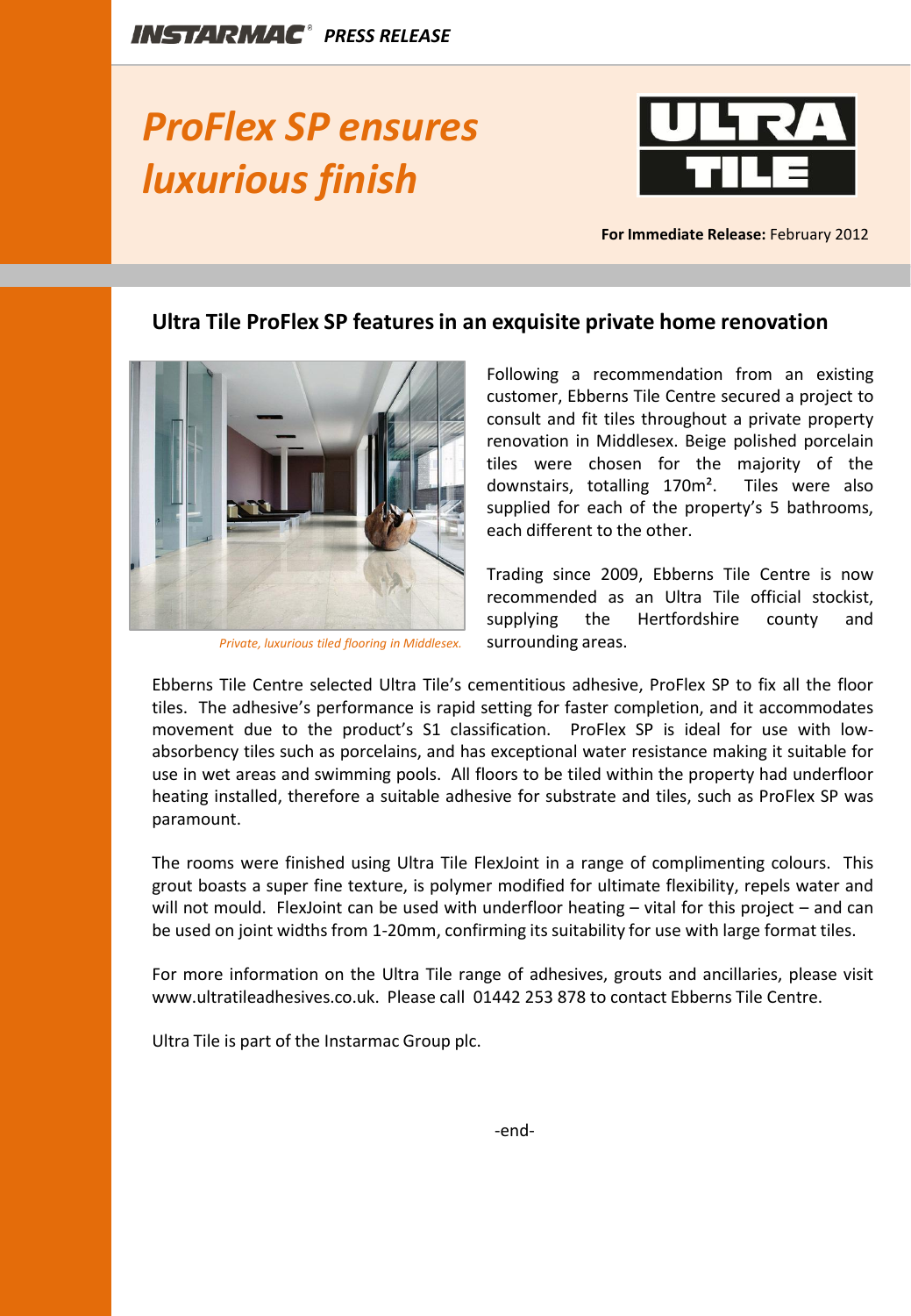INSTARMAC® *PRESS RELEASE*

# *ProFlex SP ensures luxurious finish*

ULTRA TILE

**For Immediate Release:** February 2012

## Ultra Tile ProFlex SP features in an exquisite private home renovation

*Private, luxurious tiled flooring in Middlesex.*

Following a recommendation from an existing customer, Ebberns Tile Centre secured a project to consult and fit tiles throughout a private property renovation in Middlesex. Beige polished porcelain tiles were chosen for the majority of the downstairs, totalling 170m². Tiles were also supplied for each of the property's 5 bathrooms, each different to the other.

Trading since 2009, Ebberns Tile Centre is now recommended as an Ultra Tile official stockist, supplying the Hertfordshire county and surrounding areas.

Ebberns Tile Centre selected Ultra Tile's cementitious adhesive, ProFlex SP to fix all the floor tiles. The adhesive's performance is rapid setting for faster completion, and it accommodates movement due to the product's S1 classification. ProFlex SP is ideal for use with low-absorbency tiles such as porcelains, and has exceptional water resistance making it suitable for use in wet areas and swimming pools. All floors to be tiled within the property had underfloor heating installed, therefore a suitable adhesive for substrate and tiles, such as ProFlex SP was paramount.

The rooms were finished using Ultra Tile FlexJoint in a range of complimenting colours. This grout boasts a super fine texture, is polymer modified for ultimate flexibility, repels water and will not mould. FlexJoint can be used with underfloor heating – vital for this project – and can be used on joint widths from 1-20mm, confirming its suitability for use with large format tiles.

For more information on the Ultra Tile range of adhesives, grouts and ancillaries, please visit www.ultratileadhesives.co.uk. Please call 01442 253 878 to contact Ebberns Tile Centre.

Ultra Tile is part of the Instarmac Group plc.

-end-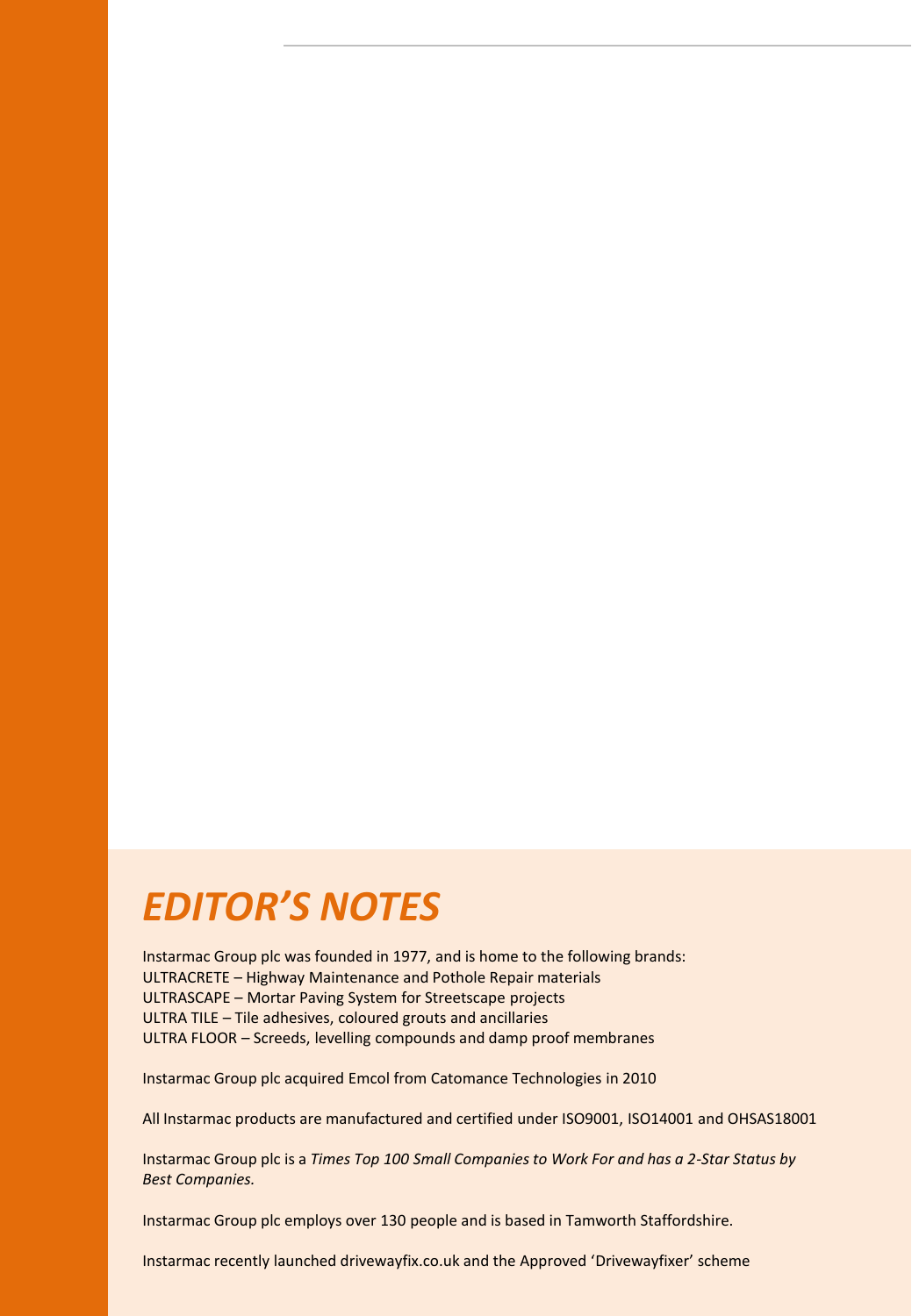# *EDITOR'S NOTES*

Instarmac Group plc was founded in 1977, and is home to the following brands:
ULTRACRETE – Highway Maintenance and Pothole Repair materials
ULTRASCAPE – Mortar Paving System for Streetscape projects
ULTRA TILE – Tile adhesives, coloured grouts and ancillaries
ULTRA FLOOR – Screeds, levelling compounds and damp proof membranes

Instarmac Group plc acquired Emcol from Catomance Technologies in 2010

All Instarmac products are manufactured and certified under ISO9001, ISO14001 and OHSAS18001

Instarmac Group plc is a *Times Top 100 Small Companies to Work For and has a 2-Star Status by Best Companies.*

Instarmac Group plc employs over 130 people and is based in Tamworth Staffordshire.

Instarmac recently launched drivewayfix.co.uk and the Approved 'Drivewayfixer' scheme